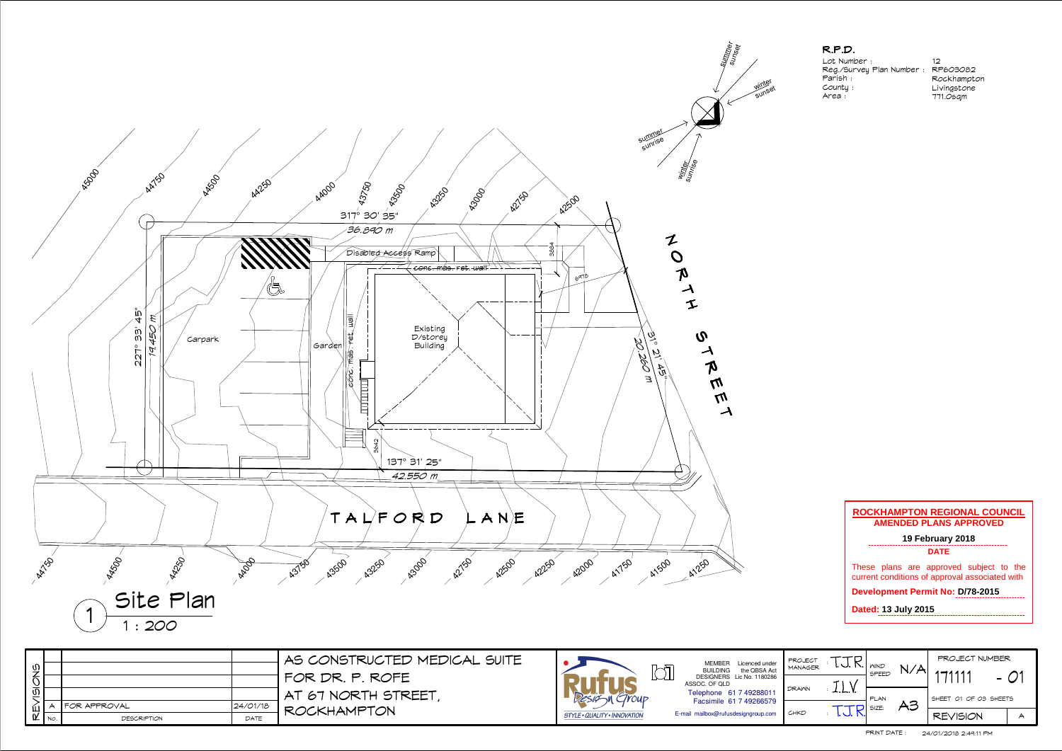## R.P.D.

Lot Number : 12
Reg./Survey Plan Number : RP603082
Parish : Rockhampton
County : Livingstone
Area : 771.05qm

summer sunset
winter sunset
summer sunrise
winter sunrise

317° 30' 35"
36.890 m

Disabled Access Ramp
conc. mas. ret. wall
3884
6978

NORTH STREET

31° 21' 45"
20.260 m

227° 33' 45"
19.450 m

Carpark
Garden
conc. mas. ret. wall
Existing D/storey Building

3642
137° 31' 25"
42.550 m

TALFORD LANE

Contours: 45000, 44750, 44500, 44250, 44000, 43750, 43500, 43250, 43000, 42750, 42500, 42250, 42000, 41750, 41500, 41250

# 1 Site Plan
1 : 200

**ROCKHAMPTON REGIONAL COUNCIL**
**AMENDED PLANS APPROVED**

**19 February 2018**
**DATE**

These plans are approved subject to the current conditions of approval associated with

**Development Permit No: D/78-2015**

**Dated: 13 July 2015**

| REVISIONS | | | |
|---|---|---|---|
| A | FOR APPROVAL | 24/01/18 | |
| NO. | DESCRIPTION | DATE | |

AS CONSTRUCTED MEDICAL SUITE
FOR DR. P. ROFE
AT 67 NORTH STREET,
ROCKHAMPTON

Rufus Design Group
STYLE • QUALITY • INNOVATION

MEMBER BUILDING DESIGNERS ASSOC. OF QLD
Licenced under the QBSA Act Lic No. 1180286
Telephone 61 7 49288011
Facsimile 61 7 49266579
E-mail mailbox@rufusdesigngroup.com

| PROJECT MANAGER | T.J.R. | WIND SPEED | N/A |
|---|---|---|---|
| DRAWN | I.L.V. | PLAN SIZE: | A3 |
| CHKD | T.J.R. | | |

PROJECT NUMBER
171111 - 01
SHEET 01 OF 03 SHEETS
REVISION A

PRINT DATE : 24/01/2018 2:49:11 PM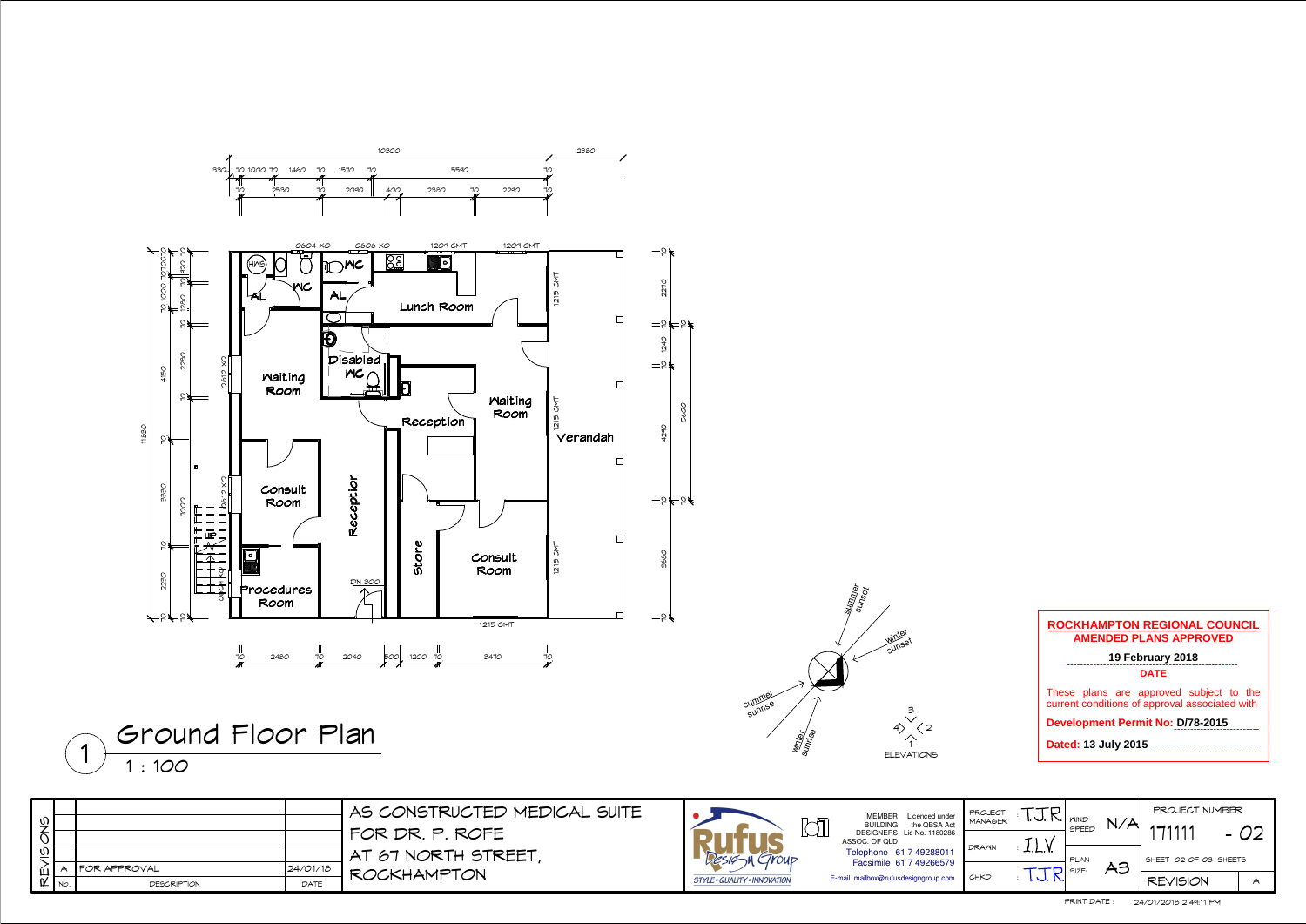# Ground Floor Plan

1 : 100

Room labels: HWS, WC, AL, WC, AL, Lunch Room, Disabled WC, Waiting Room, Reception, Waiting Room, Verandah, Consult Room, Reception, Store, Consult Room, Procedures Room, UP, DN 300

Window/door labels: 0604 XO, 0606 XO, 1209 CMT, 1209 CMT, 1215 CMT, 1215 CMT, 1215 CMT, 1215 CMT, 0612 XO, 0612 XO

Dimensions (top): 10300, 2380; 330, 70, 1000, 70, 1460, 70, 1570, 70, 5540, 70; 70, 2530, 70, 2090, 400, 2380, 70, 2290, 70

Dimensions (bottom): 70, 2480, 70, 2040, 300, 1200, 70, 3470, 70

Dimensions (left): 11830; 70, 1000, 70, 120, 70, 280, 70, 4150, 2280, 70, 3330, 1000, 70, 2230, 70

Dimensions (right): 70, 2270, 70, 1240, 70, 4290, 5600, 70, 3680, 70

Orientation: summer sunset; winter sunset; summer sunrise; winter sunrise

ELEVATIONS: 1, 2, 3, 4

**ROCKHAMPTON REGIONAL COUNCIL**
**AMENDED PLANS APPROVED**

**19 February 2018**

**DATE**

These plans are approved subject to the current conditions of approval associated with

**Development Permit No: D/78-2015**

**Dated: 13 July 2015**

| REVISIONS | | | |
|---|---|---|---|
| | | | |
| | | | |
| | | | |
| A | FOR APPROVAL | 24/01/18 | |
| No. | DESCRIPTION | DATE | |

AS CONSTRUCTED MEDICAL SUITE
FOR DR. P. ROFE
AT 67 NORTH STREET,
ROCKHAMPTON

Rufus Design Group
STYLE • QUALITY • INNOVATION

MEMBER BUILDING DESIGNERS ASSOC. OF QLD — Licenced under the QBSA Act Lic No. 1180286
Telephone 61 7 49288011
Facsimile 61 7 49266579
E-mail mailbox@rufusdesigngroup.com

| PROJECT MANAGER | : T.J.R. | WIND SPEED | N/A | PROJECT NUMBER 171111 - 02 |
|---|---|---|---|---|
| DRAWN | : I.L.V. | PLAN SIZE: | A3 | SHEET 02 OF 03 SHEETS |
| CHKD | : T.J.R. | | | REVISION A |

PRINT DATE : 24/01/2018 2:49:11 PM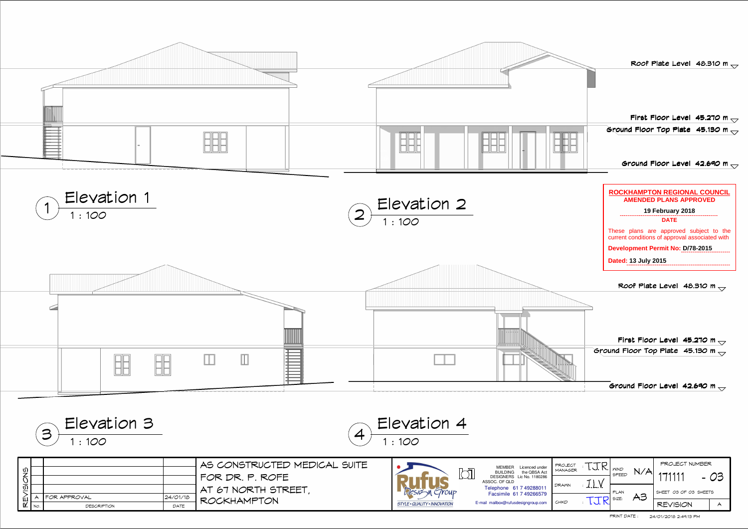Roof Plate Level 48.310 m

First Floor Level 45.270 m

Ground Floor Top Plate 45.130 m

Ground Floor Level 42.690 m

## 1 Elevation 1
1 : 100

## 2 Elevation 2
1 : 100

**ROCKHAMPTON REGIONAL COUNCIL**
**AMENDED PLANS APPROVED**

**19 February 2018**
**DATE**

These plans are approved subject to the current conditions of approval associated with

**Development Permit No: D/78-2015**

**Dated: 13 July 2015**

Roof Plate Level 48.310 m

First Floor Level 45.270 m

Ground Floor Top Plate 45.130 m

Ground Floor Level 42.690 m

## 3 Elevation 3
1 : 100

## 4 Elevation 4
1 : 100

| REVISIONS | | | |
|---|---|---|---|
| | | | |
| | | | |
| | | | |
| | A | FOR APPROVAL | 24/01/18 |
| | NO. | DESCRIPTION | DATE |

AS CONSTRUCTED MEDICAL SUITE
FOR DR. P. ROFE
AT 67 NORTH STREET,
ROCKHAMPTON

Rufus Design Group
STYLE • QUALITY • INNOVATION

MEMBER BUILDING DESIGNERS ASSOC. OF QLD
Licenced under the QBSA Act Lic No. 1180286
Telephone 61 7 49288011
Facsimile 61 7 49266579
E-mail mailbox@rufusdesigngroup.com

| | | | | | |
|---|---|---|---|---|---|
| PROJECT MANAGER | T.J.R. | WIND SPEED | N/A | PROJECT NUMBER | |
| DRAWN | I.L.V. | | | 171111 - 03 | |
| | | PLAN SIZE: | A3 | SHEET 03 OF 03 SHEETS | |
| CHKD | T.J.R. | | | REVISION | A |

PRINT DATE : 24/01/2018 2:49:13 PM